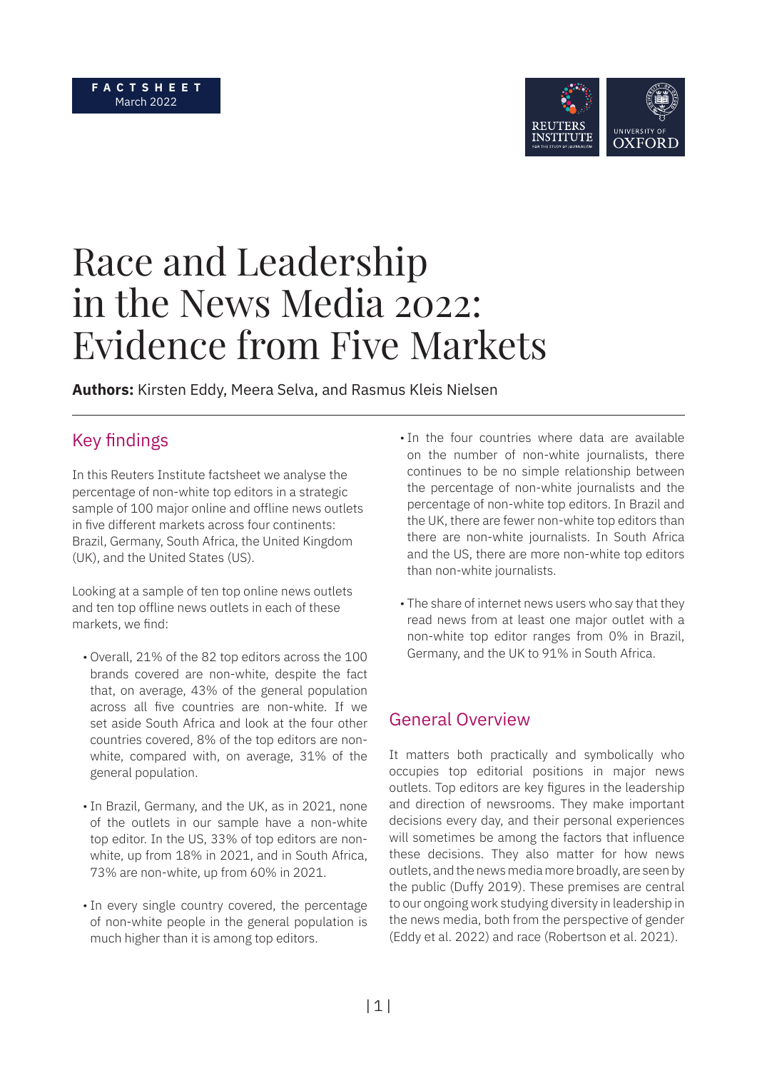**FACTSHEET**
March 2022

# Race and Leadership in the News Media 2022: Evidence from Five Markets

**Authors:** Kirsten Eddy, Meera Selva, and Rasmus Kleis Nielsen

## Key findings

In this Reuters Institute factsheet we analyse the percentage of non-white top editors in a strategic sample of 100 major online and offline news outlets in five different markets across four continents: Brazil, Germany, South Africa, the United Kingdom (UK), and the United States (US).

Looking at a sample of ten top online news outlets and ten top offline news outlets in each of these markets, we find:

- Overall, 21% of the 82 top editors across the 100 brands covered are non-white, despite the fact that, on average, 43% of the general population across all five countries are non-white. If we set aside South Africa and look at the four other countries covered, 8% of the top editors are non-white, compared with, on average, 31% of the general population.
- In Brazil, Germany, and the UK, as in 2021, none of the outlets in our sample have a non-white top editor. In the US, 33% of top editors are non-white, up from 18% in 2021, and in South Africa, 73% are non-white, up from 60% in 2021.
- In every single country covered, the percentage of non-white people in the general population is much higher than it is among top editors.
- In the four countries where data are available on the number of non-white journalists, there continues to be no simple relationship between the percentage of non-white journalists and the percentage of non-white top editors. In Brazil and the UK, there are fewer non-white top editors than there are non-white journalists. In South Africa and the US, there are more non-white top editors than non-white journalists.
- The share of internet news users who say that they read news from at least one major outlet with a non-white top editor ranges from 0% in Brazil, Germany, and the UK to 91% in South Africa.

## General Overview

It matters both practically and symbolically who occupies top editorial positions in major news outlets. Top editors are key figures in the leadership and direction of newsrooms. They make important decisions every day, and their personal experiences will sometimes be among the factors that influence these decisions. They also matter for how news outlets, and the news media more broadly, are seen by the public (Duffy 2019). These premises are central to our ongoing work studying diversity in leadership in the news media, both from the perspective of gender (Eddy et al. 2022) and race (Robertson et al. 2021).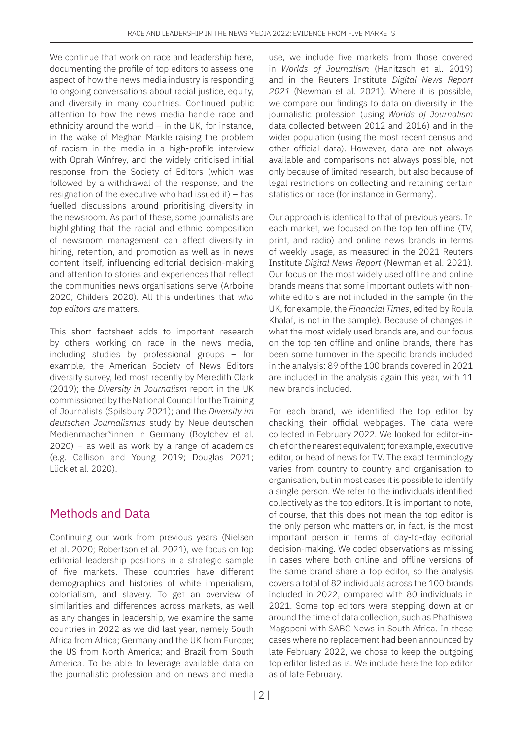We continue that work on race and leadership here, documenting the profile of top editors to assess one aspect of how the news media industry is responding to ongoing conversations about racial justice, equity, and diversity in many countries. Continued public attention to how the news media handle race and ethnicity around the world – in the UK, for instance, in the wake of Meghan Markle raising the problem of racism in the media in a high-profile interview with Oprah Winfrey, and the widely criticised initial response from the Society of Editors (which was followed by a withdrawal of the response, and the resignation of the executive who had issued it) – has fuelled discussions around prioritising diversity in the newsroom. As part of these, some journalists are highlighting that the racial and ethnic composition of newsroom management can affect diversity in hiring, retention, and promotion as well as in news content itself, influencing editorial decision-making and attention to stories and experiences that reflect the communities news organisations serve (Arboine 2020; Childers 2020). All this underlines that *who top editors are* matters.

This short factsheet adds to important research by others working on race in the news media, including studies by professional groups – for example, the American Society of News Editors diversity survey, led most recently by Meredith Clark (2019); the *Diversity in Journalism* report in the UK commissioned by the National Council for the Training of Journalists (Spilsbury 2021); and the *Diversity im deutschen Journalismus* study by Neue deutschen Medienmacher*innen in Germany (Boytchev et al. 2020) – as well as work by a range of academics (e.g. Callison and Young 2019; Douglas 2021; Lück et al. 2020).

## Methods and Data

Continuing our work from previous years (Nielsen et al. 2020; Robertson et al. 2021), we focus on top editorial leadership positions in a strategic sample of five markets. These countries have different demographics and histories of white imperialism, colonialism, and slavery. To get an overview of similarities and differences across markets, as well as any changes in leadership, we examine the same countries in 2022 as we did last year, namely South Africa from Africa; Germany and the UK from Europe; the US from North America; and Brazil from South America. To be able to leverage available data on the journalistic profession and on news and media use, we include five markets from those covered in *Worlds of Journalism* (Hanitzsch et al. 2019) and in the Reuters Institute *Digital News Report 2021* (Newman et al. 2021). Where it is possible, we compare our findings to data on diversity in the journalistic profession (using *Worlds of Journalism* data collected between 2012 and 2016) and in the wider population (using the most recent census and other official data). However, data are not always available and comparisons not always possible, not only because of limited research, but also because of legal restrictions on collecting and retaining certain statistics on race (for instance in Germany).

Our approach is identical to that of previous years. In each market, we focused on the top ten offline (TV, print, and radio) and online news brands in terms of weekly usage, as measured in the 2021 Reuters Institute *Digital News Report* (Newman et al. 2021). Our focus on the most widely used offline and online brands means that some important outlets with non-white editors are not included in the sample (in the UK, for example, the *Financial Times*, edited by Roula Khalaf, is not in the sample). Because of changes in what the most widely used brands are, and our focus on the top ten offline and online brands, there has been some turnover in the specific brands included in the analysis: 89 of the 100 brands covered in 2021 are included in the analysis again this year, with 11 new brands included.

For each brand, we identified the top editor by checking their official webpages. The data were collected in February 2022. We looked for editor-in-chief or the nearest equivalent; for example, executive editor, or head of news for TV. The exact terminology varies from country to country and organisation to organisation, but in most cases it is possible to identify a single person. We refer to the individuals identified collectively as the top editors. It is important to note, of course, that this does not mean the top editor is the only person who matters or, in fact, is the most important person in terms of day-to-day editorial decision-making. We coded observations as missing in cases where both online and offline versions of the same brand share a top editor, so the analysis covers a total of 82 individuals across the 100 brands included in 2022, compared with 80 individuals in 2021. Some top editors were stepping down at or around the time of data collection, such as Phathiswa Magopeni with SABC News in South Africa. In these cases where no replacement had been announced by late February 2022, we chose to keep the outgoing top editor listed as is. We include here the top editor as of late February.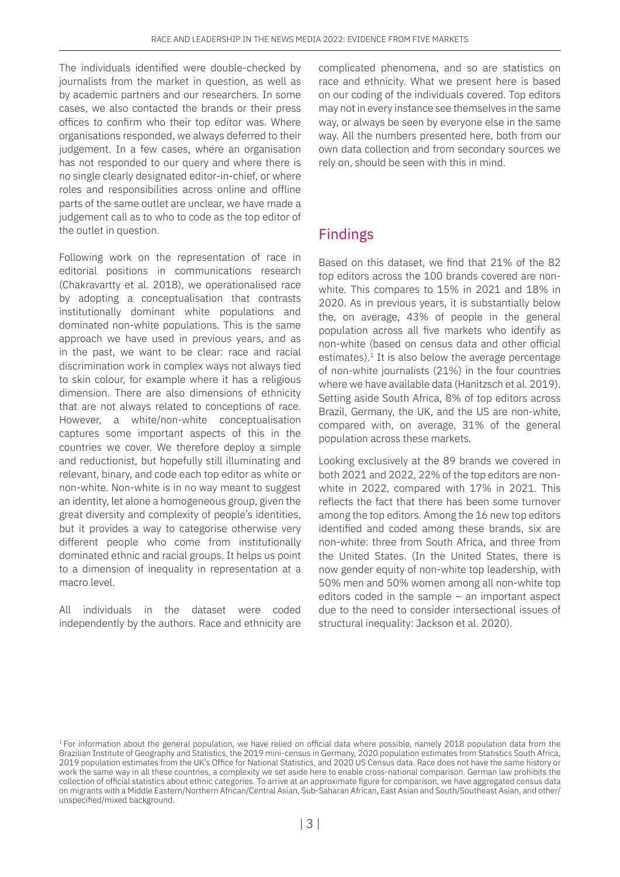The individuals identified were double-checked by journalists from the market in question, as well as by academic partners and our researchers. In some cases, we also contacted the brands or their press offices to confirm who their top editor was. Where organisations responded, we always deferred to their judgement. In a few cases, where an organisation has not responded to our query and where there is no single clearly designated editor-in-chief, or where roles and responsibilities across online and offline parts of the same outlet are unclear, we have made a judgement call as to who to code as the top editor of the outlet in question.

Following work on the representation of race in editorial positions in communications research (Chakravartty et al. 2018), we operationalised race by adopting a conceptualisation that contrasts institutionally dominant white populations and dominated non-white populations. This is the same approach we have used in previous years, and as in the past, we want to be clear: race and racial discrimination work in complex ways not always tied to skin colour, for example where it has a religious dimension. There are also dimensions of ethnicity that are not always related to conceptions of race. However, a white/non-white conceptualisation captures some important aspects of this in the countries we cover. We therefore deploy a simple and reductionist, but hopefully still illuminating and relevant, binary, and code each top editor as white or non-white. Non-white is in no way meant to suggest an identity, let alone a homogeneous group, given the great diversity and complexity of people's identities, but it provides a way to categorise otherwise very different people who come from institutionally dominated ethnic and racial groups. It helps us point to a dimension of inequality in representation at a macro level.

All individuals in the dataset were coded independently by the authors. Race and ethnicity are complicated phenomena, and so are statistics on race and ethnicity. What we present here is based on our coding of the individuals covered. Top editors may not in every instance see themselves in the same way, or always be seen by everyone else in the same way. All the numbers presented here, both from our own data collection and from secondary sources we rely on, should be seen with this in mind.

## Findings

Based on this dataset, we find that 21% of the 82 top editors across the 100 brands covered are non-white. This compares to 15% in 2021 and 18% in 2020. As in previous years, it is substantially below the, on average, 43% of people in the general population across all five markets who identify as non-white (based on census data and other official estimates).[1] It is also below the average percentage of non-white journalists (21%) in the four countries where we have available data (Hanitzsch et al. 2019). Setting aside South Africa, 8% of top editors across Brazil, Germany, the UK, and the US are non-white, compared with, on average, 31% of the general population across these markets.

Looking exclusively at the 89 brands we covered in both 2021 and 2022, 22% of the top editors are non-white in 2022, compared with 17% in 2021. This reflects the fact that there has been some turnover among the top editors. Among the 16 new top editors identified and coded among these brands, six are non-white: three from South Africa, and three from the United States. (In the United States, there is now gender equity of non-white top leadership, with 50% men and 50% women among all non-white top editors coded in the sample – an important aspect due to the need to consider intersectional issues of structural inequality: Jackson et al. 2020).

[1] For information about the general population, we have relied on official data where possible, namely 2018 population data from the Brazilian Institute of Geography and Statistics, the 2019 mini-census in Germany, 2020 population estimates from Statistics South Africa, 2019 population estimates from the UK's Office for National Statistics, and 2020 US Census data. Race does not have the same history or work the same way in all these countries, a complexity we set aside here to enable cross-national comparison. German law prohibits the collection of official statistics about ethnic categories. To arrive at an approximate figure for comparison, we have aggregated census data on migrants with a Middle Eastern/Northern African/Central Asian, Sub-Saharan African, East Asian and South/Southeast Asian, and other/unspecified/mixed background.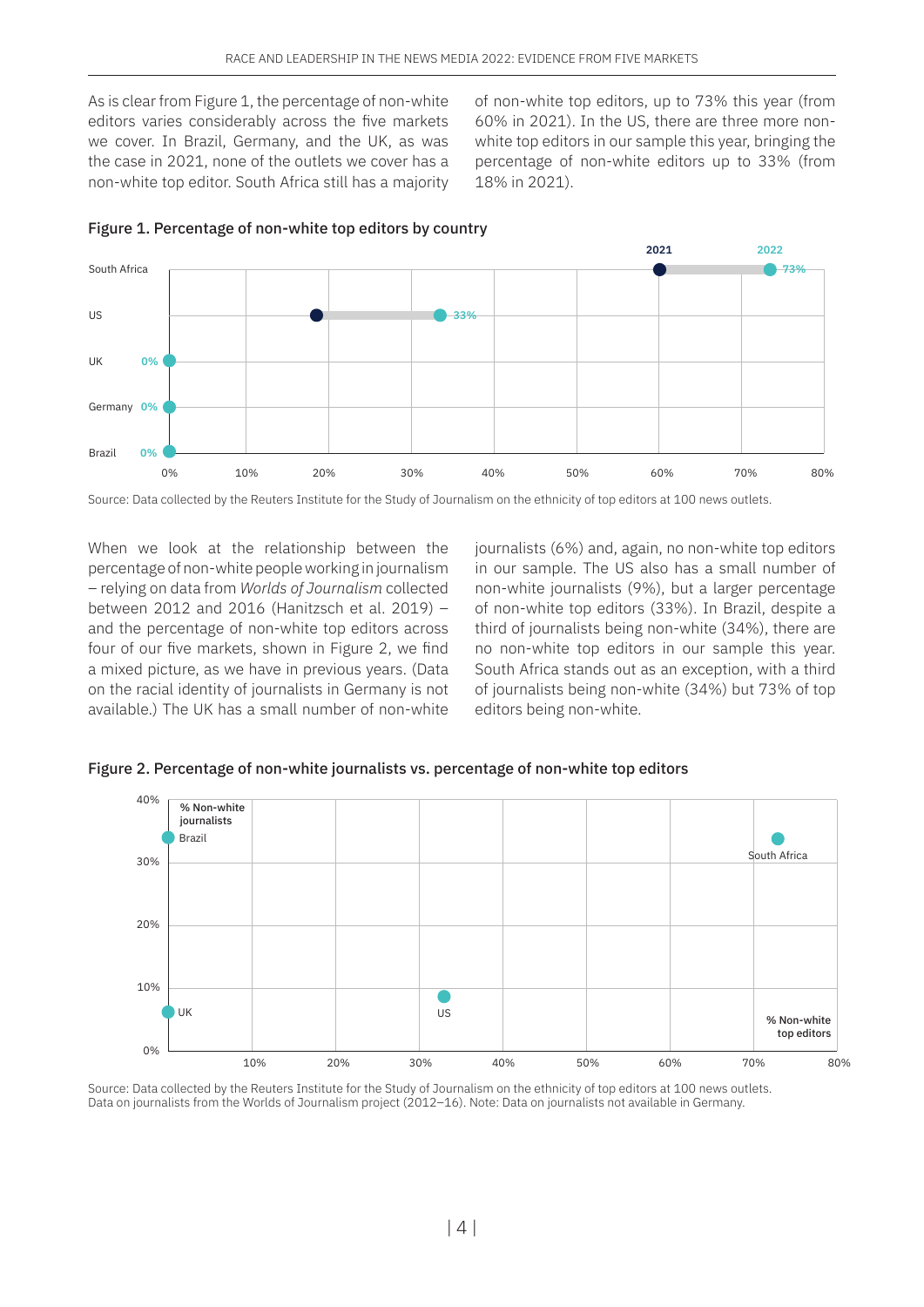As is clear from Figure 1, the percentage of non-white editors varies considerably across the five markets we cover. In Brazil, Germany, and the UK, as was the case in 2021, none of the outlets we cover has a non-white top editor. South Africa still has a majority of non-white top editors, up to 73% this year (from 60% in 2021). In the US, there are three more non-white top editors in our sample this year, bringing the percentage of non-white editors up to 33% (from 18% in 2021).

**Figure 1. Percentage of non-white top editors by country**

| Country | 2021 | 2022 |
| --- | --- | --- |
| South Africa | 60% | 73% |
| US | 18% | 33% |
| UK | 0% | 0% |
| Germany | 0% | 0% |
| Brazil | 0% | 0% |

Source: Data collected by the Reuters Institute for the Study of Journalism on the ethnicity of top editors at 100 news outlets.

When we look at the relationship between the percentage of non-white people working in journalism – relying on data from *Worlds of Journalism* collected between 2012 and 2016 (Hanitzsch et al. 2019) – and the percentage of non-white top editors across four of our five markets, shown in Figure 2, we find a mixed picture, as we have in previous years. (Data on the racial identity of journalists in Germany is not available.) The UK has a small number of non-white journalists (6%) and, again, no non-white top editors in our sample. The US also has a small number of non-white journalists (9%), but a larger percentage of non-white top editors (33%). In Brazil, despite a third of journalists being non-white (34%), there are no non-white top editors in our sample this year. South Africa stands out as an exception, with a third of journalists being non-white (34%) but 73% of top editors being non-white.

**Figure 2. Percentage of non-white journalists vs. percentage of non-white top editors**

| Country | % Non-white journalists | % Non-white top editors |
| --- | --- | --- |
| Brazil | 34% | 0% |
| South Africa | 34% | 73% |
| US | 9% | 33% |
| UK | 6% | 0% |

Source: Data collected by the Reuters Institute for the Study of Journalism on the ethnicity of top editors at 100 news outlets.
Data on journalists from the Worlds of Journalism project (2012–16). Note: Data on journalists not available in Germany.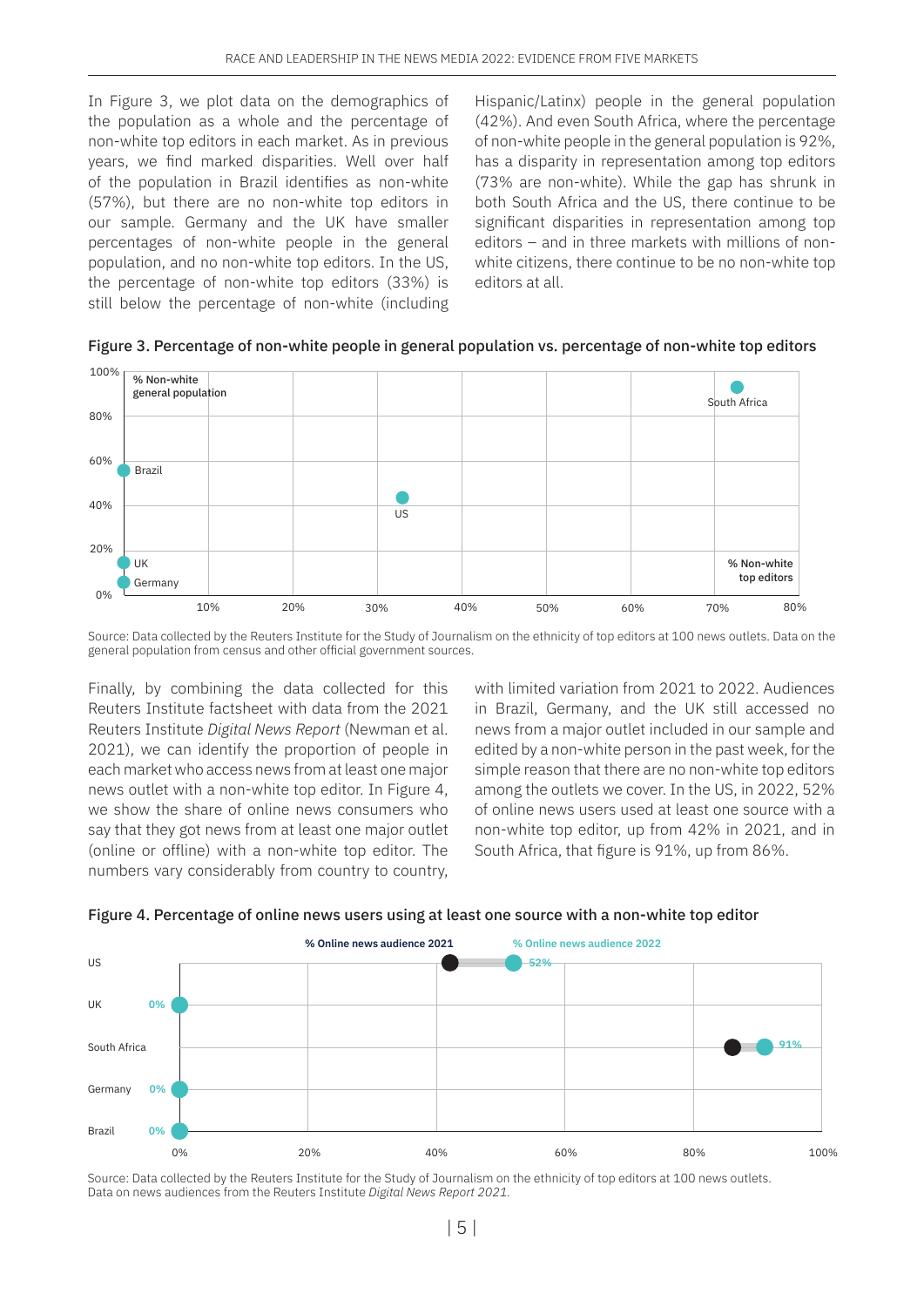In Figure 3, we plot data on the demographics of the population as a whole and the percentage of non-white top editors in each market. As in previous years, we find marked disparities. Well over half of the population in Brazil identifies as non-white (57%), but there are no non-white top editors in our sample. Germany and the UK have smaller percentages of non-white people in the general population, and no non-white top editors. In the US, the percentage of non-white top editors (33%) is still below the percentage of non-white (including Hispanic/Latinx) people in the general population (42%). And even South Africa, where the percentage of non-white people in the general population is 92%, has a disparity in representation among top editors (73% are non-white). While the gap has shrunk in both South Africa and the US, there continue to be significant disparities in representation among top editors – and in three markets with millions of non-white citizens, there continue to be no non-white top editors at all.

**Figure 3. Percentage of non-white people in general population vs. percentage of non-white top editors**

Source: Data collected by the Reuters Institute for the Study of Journalism on the ethnicity of top editors at 100 news outlets. Data on the general population from census and other official government sources.

Finally, by combining the data collected for this Reuters Institute factsheet with data from the 2021 Reuters Institute *Digital News Report* (Newman et al. 2021), we can identify the proportion of people in each market who access news from at least one major news outlet with a non-white top editor. In Figure 4, we show the share of online news consumers who say that they got news from at least one major outlet (online or offline) with a non-white top editor. The numbers vary considerably from country to country, with limited variation from 2021 to 2022. Audiences in Brazil, Germany, and the UK still accessed no news from a major outlet included in our sample and edited by a non-white person in the past week, for the simple reason that there are no non-white top editors among the outlets we cover. In the US, in 2022, 52% of online news users used at least one source with a non-white top editor, up from 42% in 2021, and in South Africa, that figure is 91%, up from 86%.

**Figure 4. Percentage of online news users using at least one source with a non-white top editor**

Source: Data collected by the Reuters Institute for the Study of Journalism on the ethnicity of top editors at 100 news outlets. Data on news audiences from the Reuters Institute *Digital News Report 2021*.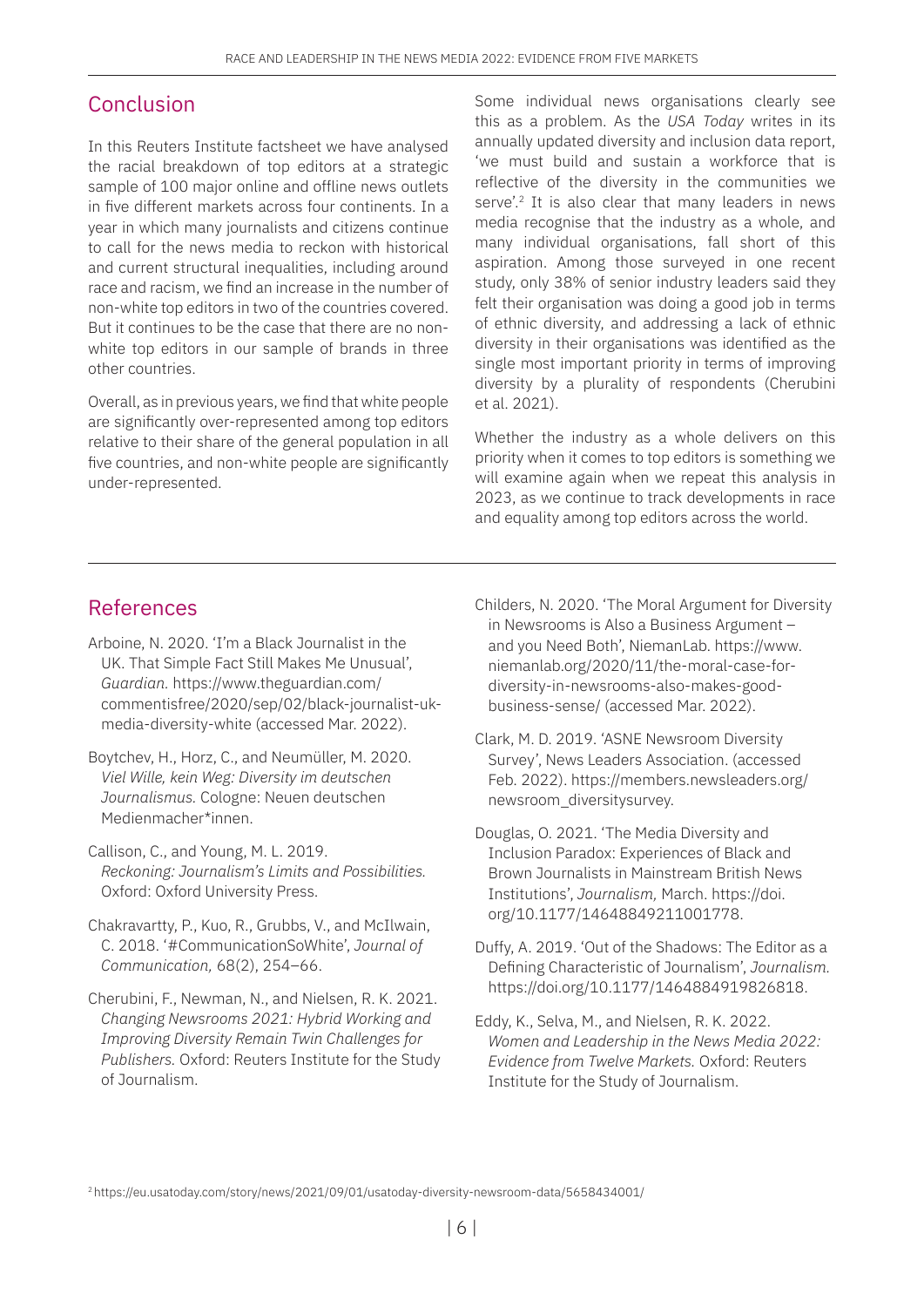## Conclusion

In this Reuters Institute factsheet we have analysed the racial breakdown of top editors at a strategic sample of 100 major online and offline news outlets in five different markets across four continents. In a year in which many journalists and citizens continue to call for the news media to reckon with historical and current structural inequalities, including around race and racism, we find an increase in the number of non-white top editors in two of the countries covered. But it continues to be the case that there are no non-white top editors in our sample of brands in three other countries.

Overall, as in previous years, we find that white people are significantly over-represented among top editors relative to their share of the general population in all five countries, and non-white people are significantly under-represented.

Some individual news organisations clearly see this as a problem. As the *USA Today* writes in its annually updated diversity and inclusion data report, 'we must build and sustain a workforce that is reflective of the diversity in the communities we serve'.[2] It is also clear that many leaders in news media recognise that the industry as a whole, and many individual organisations, fall short of this aspiration. Among those surveyed in one recent study, only 38% of senior industry leaders said they felt their organisation was doing a good job in terms of ethnic diversity, and addressing a lack of ethnic diversity in their organisations was identified as the single most important priority in terms of improving diversity by a plurality of respondents (Cherubini et al. 2021).

Whether the industry as a whole delivers on this priority when it comes to top editors is something we will examine again when we repeat this analysis in 2023, as we continue to track developments in race and equality among top editors across the world.

## References

Arboine, N. 2020. 'I'm a Black Journalist in the UK. That Simple Fact Still Makes Me Unusual', *Guardian.* https://www.theguardian.com/commentisfree/2020/sep/02/black-journalist-uk-media-diversity-white (accessed Mar. 2022).

Boytchev, H., Horz, C., and Neumüller, M. 2020. *Viel Wille, kein Weg: Diversity im deutschen Journalismus.* Cologne: Neuen deutschen Medienmacher*innen.

Callison, C., and Young, M. L. 2019. *Reckoning: Journalism's Limits and Possibilities.* Oxford: Oxford University Press.

Chakravartty, P., Kuo, R., Grubbs, V., and McIlwain, C. 2018. '#CommunicationSoWhite', *Journal of Communication,* 68(2), 254–66.

Cherubini, F., Newman, N., and Nielsen, R. K. 2021. *Changing Newsrooms 2021: Hybrid Working and Improving Diversity Remain Twin Challenges for Publishers.* Oxford: Reuters Institute for the Study of Journalism.

Childers, N. 2020. 'The Moral Argument for Diversity in Newsrooms is Also a Business Argument – and you Need Both', NiemanLab. https://www.niemanlab.org/2020/11/the-moral-case-for-diversity-in-newsrooms-also-makes-good-business-sense/ (accessed Mar. 2022).

Clark, M. D. 2019. 'ASNE Newsroom Diversity Survey', News Leaders Association. (accessed Feb. 2022). https://members.newsleaders.org/newsroom_diversitysurvey.

Douglas, O. 2021. 'The Media Diversity and Inclusion Paradox: Experiences of Black and Brown Journalists in Mainstream British News Institutions', *Journalism,* March. https://doi.org/10.1177/14648849211001778.

Duffy, A. 2019. 'Out of the Shadows: The Editor as a Defining Characteristic of Journalism', *Journalism.* https://doi.org/10.1177/1464884919826818.

Eddy, K., Selva, M., and Nielsen, R. K. 2022. *Women and Leadership in the News Media 2022: Evidence from Twelve Markets.* Oxford: Reuters Institute for the Study of Journalism.

[2] https://eu.usatoday.com/story/news/2021/09/01/usatoday-diversity-newsroom-data/5658434001/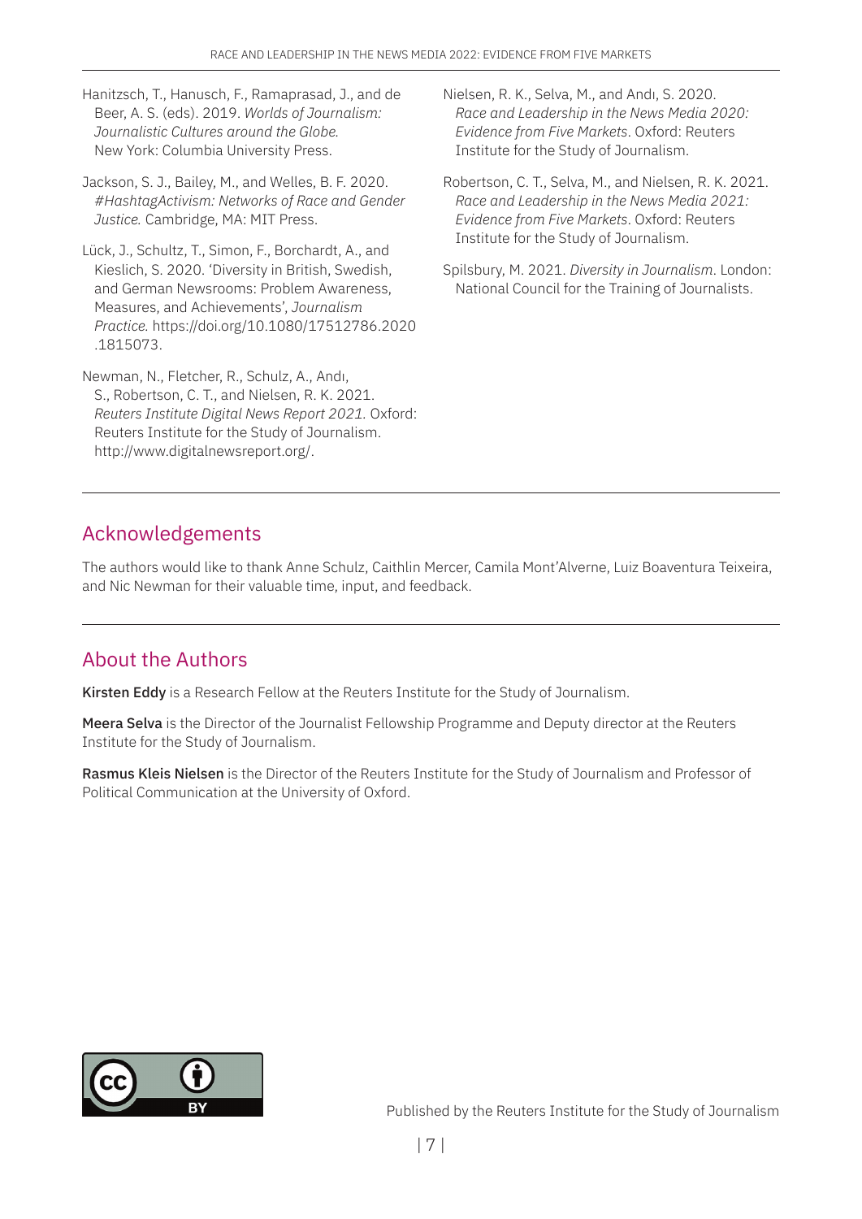Hanitzsch, T., Hanusch, F., Ramaprasad, J., and de Beer, A. S. (eds). 2019. *Worlds of Journalism: Journalistic Cultures around the Globe.* New York: Columbia University Press.

Jackson, S. J., Bailey, M., and Welles, B. F. 2020. *#HashtagActivism: Networks of Race and Gender Justice.* Cambridge, MA: MIT Press.

Lück, J., Schultz, T., Simon, F., Borchardt, A., and Kieslich, S. 2020. 'Diversity in British, Swedish, and German Newsrooms: Problem Awareness, Measures, and Achievements', *Journalism Practice.* https://doi.org/10.1080/17512786.2020.1815073.

Newman, N., Fletcher, R., Schulz, A., Andı, S., Robertson, C. T., and Nielsen, R. K. 2021. *Reuters Institute Digital News Report 2021.* Oxford: Reuters Institute for the Study of Journalism. http://www.digitalnewsreport.org/.

Nielsen, R. K., Selva, M., and Andı, S. 2020. *Race and Leadership in the News Media 2020: Evidence from Five Markets*. Oxford: Reuters Institute for the Study of Journalism.

Robertson, C. T., Selva, M., and Nielsen, R. K. 2021. *Race and Leadership in the News Media 2021: Evidence from Five Markets*. Oxford: Reuters Institute for the Study of Journalism.

Spilsbury, M. 2021. *Diversity in Journalism*. London: National Council for the Training of Journalists.

## Acknowledgements

The authors would like to thank Anne Schulz, Caithlin Mercer, Camila Mont'Alverne, Luiz Boaventura Teixeira, and Nic Newman for their valuable time, input, and feedback.

## About the Authors

**Kirsten Eddy** is a Research Fellow at the Reuters Institute for the Study of Journalism.

**Meera Selva** is the Director of the Journalist Fellowship Programme and Deputy director at the Reuters Institute for the Study of Journalism.

**Rasmus Kleis Nielsen** is the Director of the Reuters Institute for the Study of Journalism and Professor of Political Communication at the University of Oxford.

Published by the Reuters Institute for the Study of Journalism